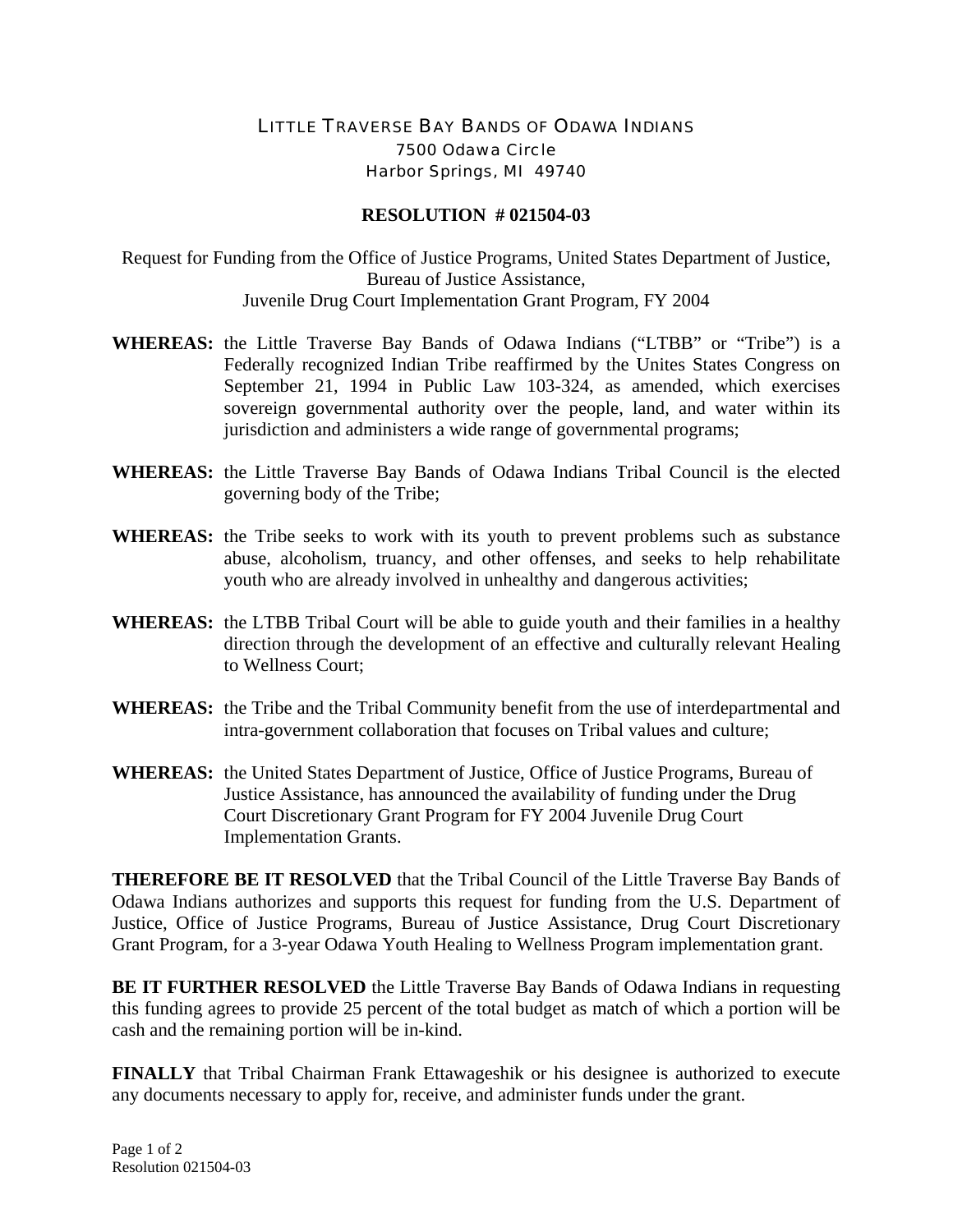LITTLE TRAVERSE BAY BANDS OF ODAWA INDIANS
7500 Odawa Circle
Harbor Springs, MI 49740

**RESOLUTION # 021504-03**

Request for Funding from the Office of Justice Programs, United States Department of Justice, Bureau of Justice Assistance,
Juvenile Drug Court Implementation Grant Program, FY 2004

**WHEREAS:** the Little Traverse Bay Bands of Odawa Indians ("LTBB" or "Tribe") is a Federally recognized Indian Tribe reaffirmed by the Unites States Congress on September 21, 1994 in Public Law 103-324, as amended, which exercises sovereign governmental authority over the people, land, and water within its jurisdiction and administers a wide range of governmental programs;

**WHEREAS:** the Little Traverse Bay Bands of Odawa Indians Tribal Council is the elected governing body of the Tribe;

**WHEREAS:** the Tribe seeks to work with its youth to prevent problems such as substance abuse, alcoholism, truancy, and other offenses, and seeks to help rehabilitate youth who are already involved in unhealthy and dangerous activities;

**WHEREAS:** the LTBB Tribal Court will be able to guide youth and their families in a healthy direction through the development of an effective and culturally relevant Healing to Wellness Court;

**WHEREAS:** the Tribe and the Tribal Community benefit from the use of interdepartmental and intra-government collaboration that focuses on Tribal values and culture;

**WHEREAS:** the United States Department of Justice, Office of Justice Programs, Bureau of Justice Assistance, has announced the availability of funding under the Drug Court Discretionary Grant Program for FY 2004 Juvenile Drug Court Implementation Grants.

**THEREFORE BE IT RESOLVED** that the Tribal Council of the Little Traverse Bay Bands of Odawa Indians authorizes and supports this request for funding from the U.S. Department of Justice, Office of Justice Programs, Bureau of Justice Assistance, Drug Court Discretionary Grant Program, for a 3-year Odawa Youth Healing to Wellness Program implementation grant.

**BE IT FURTHER RESOLVED** the Little Traverse Bay Bands of Odawa Indians in requesting this funding agrees to provide 25 percent of the total budget as match of which a portion will be cash and the remaining portion will be in-kind.

**FINALLY** that Tribal Chairman Frank Ettawageshik or his designee is authorized to execute any documents necessary to apply for, receive, and administer funds under the grant.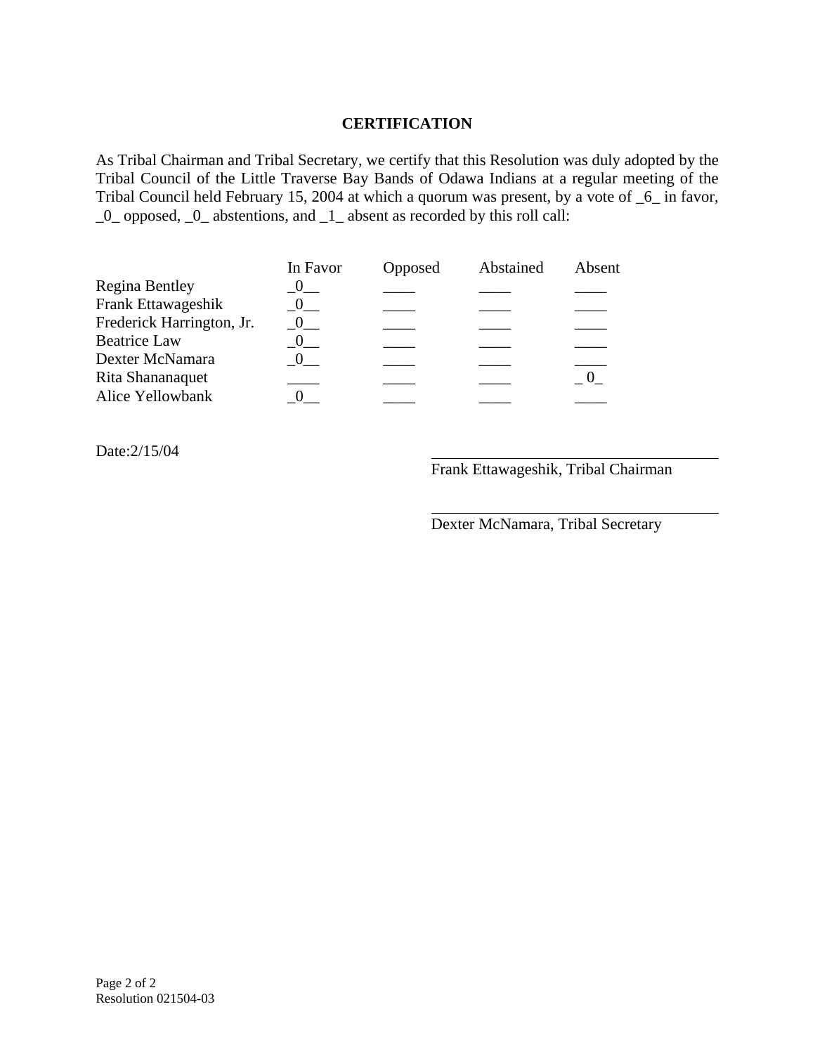## CERTIFICATION

As Tribal Chairman and Tribal Secretary, we certify that this Resolution was duly adopted by the Tribal Council of the Little Traverse Bay Bands of Odawa Indians at a regular meeting of the Tribal Council held February 15, 2004 at which a quorum was present, by a vote of _6_ in favor, _0_ opposed, _0_ abstentions, and _1_ absent as recorded by this roll call:

| | In Favor | Opposed | Abstained | Absent |
|---|---|---|---|---|
| Regina Bentley | _0__ | ____ | ____ | ____ |
| Frank Ettawageshik | _0__ | ____ | ____ | ____ |
| Frederick Harrington, Jr. | _0__ | ____ | ____ | ____ |
| Beatrice Law | _0__ | ____ | ____ | ____ |
| Dexter McNamara | _0__ | ____ | ____ | ____ |
| Rita Shananaquet | ____ | ____ | ____ | _ 0_ |
| Alice Yellowbank | _0__ | ____ | ____ | ____ |

Date:2/15/04

Frank Ettawageshik, Tribal Chairman

Dexter McNamara, Tribal Secretary

Resolution 021504-03